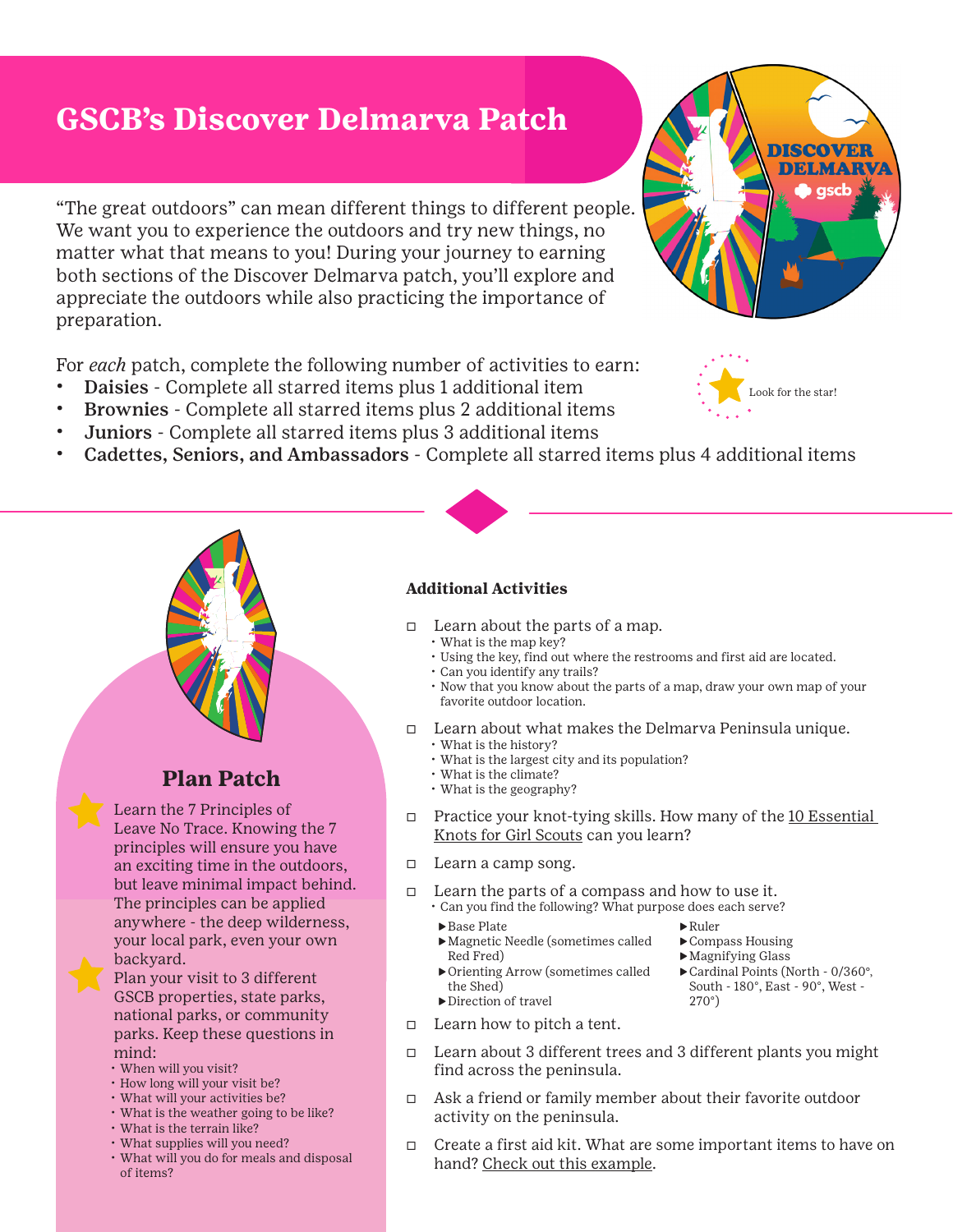# GSCB's Discover Delmarva Patch

"The great outdoors" can mean different things to different people. We want you to experience the outdoors and try new things, no matter what that means to you! During your journey to earning both sections of the Discover Delmarva patch, you'll explore and appreciate the outdoors while also practicing the importance of preparation.

For *each* patch, complete the following number of activities to earn:

- **Daisies** - Complete all starred items plus 1 additional item
- **Brownies** - Complete all starred items plus 2 additional items
- **Juniors** - Complete all starred items plus 3 additional items
- **Cadettes, Seniors, and Ambassadors** - Complete all starred items plus 4 additional items

Look for the star!

## Plan Patch

★ Learn the 7 Principles of Leave No Trace. Knowing the 7 principles will ensure you have an exciting time in the outdoors, but leave minimal impact behind. The principles can be applied anywhere - the deep wilderness, your local park, even your own backyard.

★ Plan your visit to 3 different GSCB properties, state parks, national parks, or community parks. Keep these questions in mind:
- When will you visit?
- How long will your visit be?
- What will your activities be?
- What is the weather going to be like?
- What is the terrain like?
- What supplies will you need?
- What will you do for meals and disposal of items?

**Additional Activities**

- ☐ Learn about the parts of a map.
  - What is the map key?
  - Using the key, find out where the restrooms and first aid are located.
  - Can you identify any trails?
  - Now that you know about the parts of a map, draw your own map of your favorite outdoor location.
- ☐ Learn about what makes the Delmarva Peninsula unique.
  - What is the history?
  - What is the largest city and its population?
  - What is the climate?
  - What is the geography?
- ☐ Practice your knot-tying skills. How many of the 10 Essential Knots for Girl Scouts can you learn?
- ☐ Learn a camp song.
- ☐ Learn the parts of a compass and how to use it.
  - Can you find the following? What purpose does each serve?
    - ▶ Base Plate
    - ▶ Magnetic Needle (sometimes called Red Fred)
    - ▶ Orienting Arrow (sometimes called the Shed)
    - ▶ Direction of travel
    - ▶ Ruler
    - ▶ Compass Housing
    - ▶ Magnifying Glass
    - ▶ Cardinal Points (North - 0/360°, South - 180°, East - 90°, West - 270°)
- ☐ Learn how to pitch a tent.
- ☐ Learn about 3 different trees and 3 different plants you might find across the peninsula.
- ☐ Ask a friend or family member about their favorite outdoor activity on the peninsula.
- ☐ Create a first aid kit. What are some important items to have on hand? Check out this example.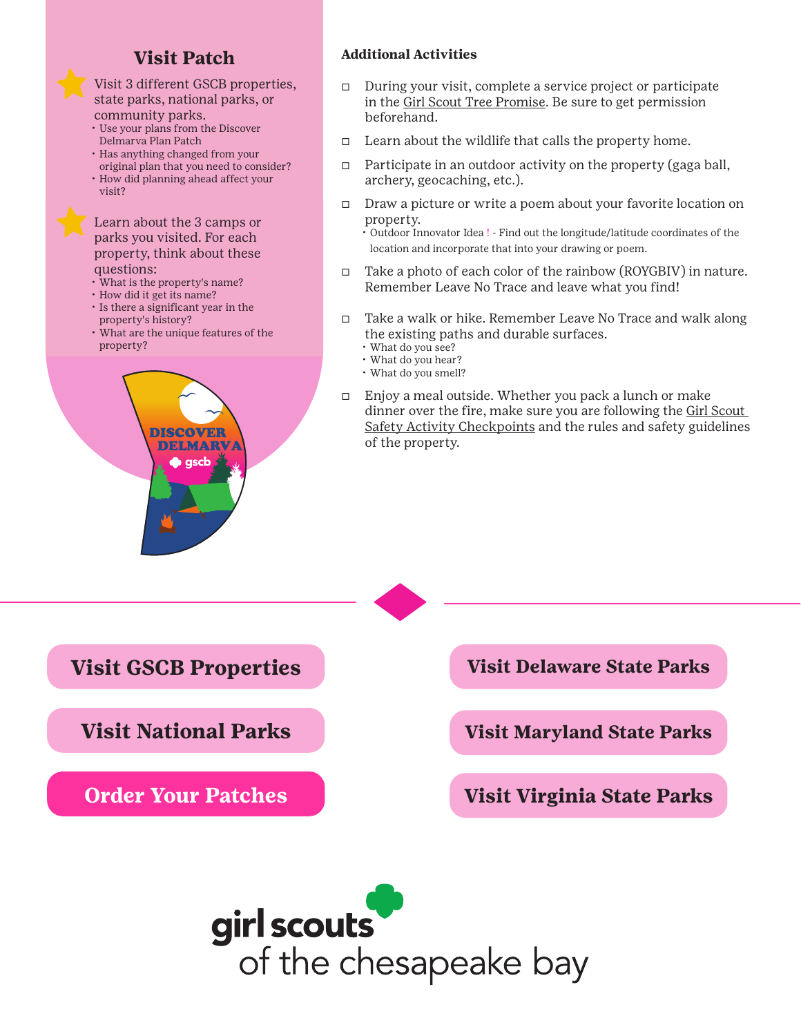## Visit Patch

- Visit 3 different GSCB properties, state parks, national parks, or community parks.
  - Use your plans from the Discover Delmarva Plan Patch
  - Has anything changed from your original plan that you need to consider?
  - How did planning ahead affect your visit?
- Learn about the 3 camps or parks you visited. For each property, think about these questions:
  - What is the property's name?
  - How did it get its name?
  - Is there a significant year in the property's history?
  - What are the unique features of the property?

### Additional Activities

- ☐ During your visit, complete a service project or participate in the Girl Scout Tree Promise. Be sure to get permission beforehand.
- ☐ Learn about the wildlife that calls the property home.
- ☐ Participate in an outdoor activity on the property (gaga ball, archery, geocaching, etc.).
- ☐ Draw a picture or write a poem about your favorite location on property.
  - Outdoor Innovator Idea ! - Find out the longitude/latitude coordinates of the location and incorporate that into your drawing or poem.
- ☐ Take a photo of each color of the rainbow (ROYGBIV) in nature. Remember Leave No Trace and leave what you find!
- ☐ Take a walk or hike. Remember Leave No Trace and walk along the existing paths and durable surfaces.
  - What do you see?
  - What do you hear?
  - What do you smell?
- ☐ Enjoy a meal outside. Whether you pack a lunch or make dinner over the fire, make sure you are following the Girl Scout Safety Activity Checkpoints and the rules and safety guidelines of the property.

Visit GSCB Properties

Visit Delaware State Parks

Visit National Parks

Visit Maryland State Parks

Order Your Patches

Visit Virginia State Parks

girl scouts of the chesapeake bay